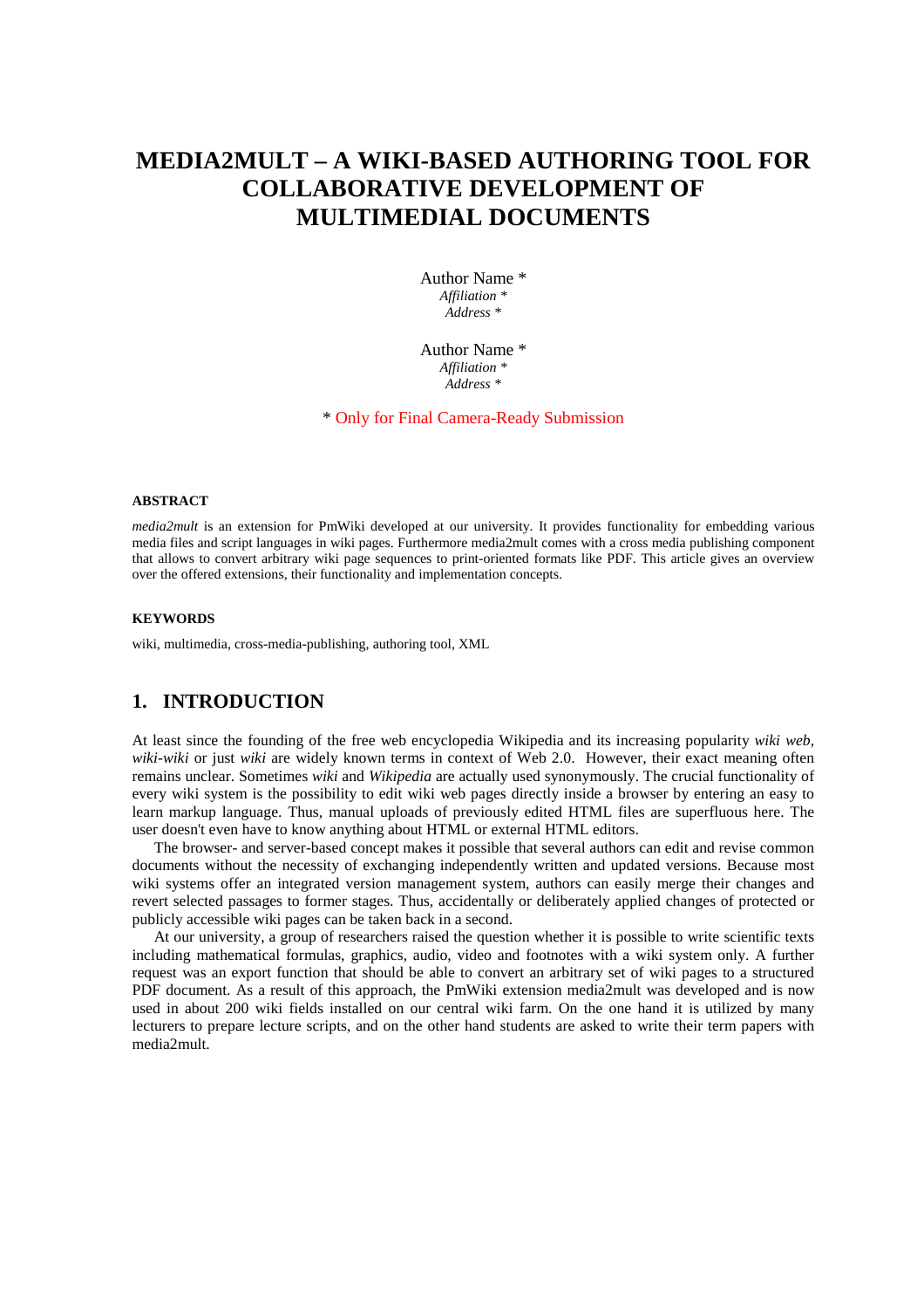# MEDIA2MULT – A WIKI-BASED AUTHORING TOOL FOR COLLABORATIVE DEVELOPMENT OF MULTIMEDIAL DOCUMENTS

Author Name *
*Affiliation **
*Address **

Author Name *
*Affiliation **
*Address **

* Only for Final Camera-Ready Submission

#### ABSTRACT

*media2mult* is an extension for PmWiki developed at our university. It provides functionality for embedding various media files and script languages in wiki pages. Furthermore media2mult comes with a cross media publishing component that allows to convert arbitrary wiki page sequences to print-oriented formats like PDF. This article gives an overview over the offered extensions, their functionality and implementation concepts.

#### KEYWORDS

wiki, multimedia, cross-media-publishing, authoring tool, XML

## 1. INTRODUCTION

At least since the founding of the free web encyclopedia Wikipedia and its increasing popularity *wiki web*, *wiki-wiki* or just *wiki* are widely known terms in context of Web 2.0. However, their exact meaning often remains unclear. Sometimes *wiki* and *Wikipedia* are actually used synonymously. The crucial functionality of every wiki system is the possibility to edit wiki web pages directly inside a browser by entering an easy to learn markup language. Thus, manual uploads of previously edited HTML files are superfluous here. The user doesn't even have to know anything about HTML or external HTML editors.

The browser- and server-based concept makes it possible that several authors can edit and revise common documents without the necessity of exchanging independently written and updated versions. Because most wiki systems offer an integrated version management system, authors can easily merge their changes and revert selected passages to former stages. Thus, accidentally or deliberately applied changes of protected or publicly accessible wiki pages can be taken back in a second.

At our university, a group of researchers raised the question whether it is possible to write scientific texts including mathematical formulas, graphics, audio, video and footnotes with a wiki system only. A further request was an export function that should be able to convert an arbitrary set of wiki pages to a structured PDF document. As a result of this approach, the PmWiki extension media2mult was developed and is now used in about 200 wiki fields installed on our central wiki farm. On the one hand it is utilized by many lecturers to prepare lecture scripts, and on the other hand students are asked to write their term papers with media2mult.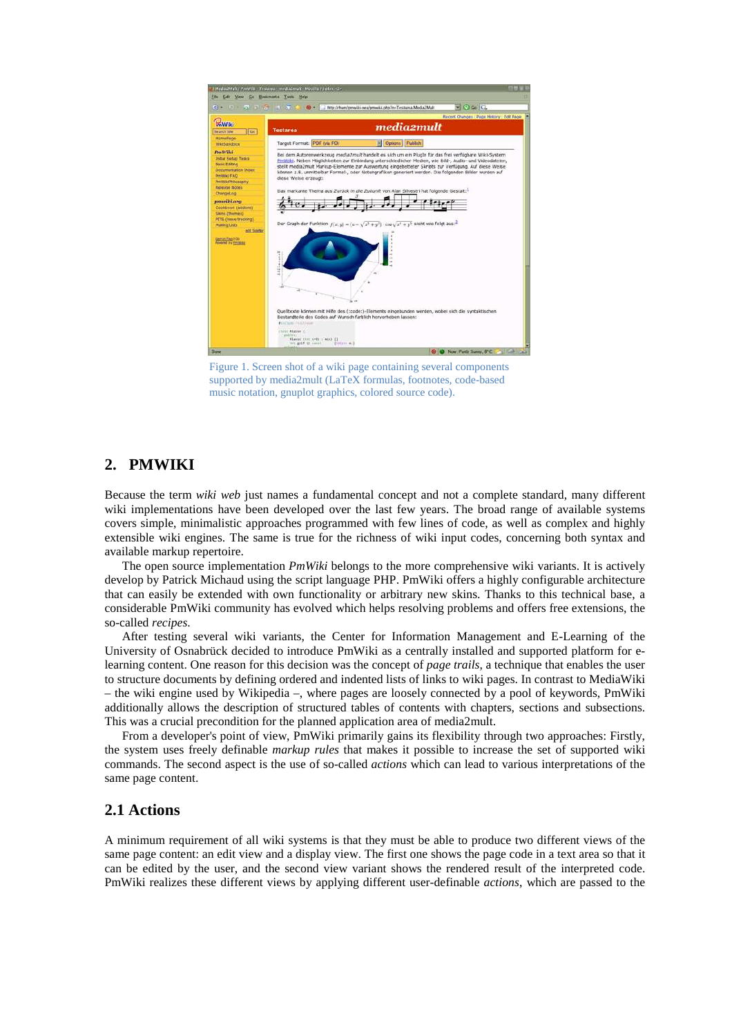Figure 1. Screen shot of a wiki page containing several components supported by media2mult (LaTeX formulas, footnotes, code-based music notation, gnuplot graphics, colored source code).

## 2. PMWIKI

Because the term *wiki web* just names a fundamental concept and not a complete standard, many different wiki implementations have been developed over the last few years. The broad range of available systems covers simple, minimalistic approaches programmed with few lines of code, as well as complex and highly extensible wiki engines. The same is true for the richness of wiki input codes, concerning both syntax and available markup repertoire.

The open source implementation *PmWiki* belongs to the more comprehensive wiki variants. It is actively develop by Patrick Michaud using the script language PHP. PmWiki offers a highly configurable architecture that can easily be extended with own functionality or arbitrary new skins. Thanks to this technical base, a considerable PmWiki community has evolved which helps resolving problems and offers free extensions, the so-called *recipes*.

After testing several wiki variants, the Center for Information Management and E-Learning of the University of Osnabrück decided to introduce PmWiki as a centrally installed and supported platform for e-learning content. One reason for this decision was the concept of *page trails*, a technique that enables the user to structure documents by defining ordered and indented lists of links to wiki pages. In contrast to MediaWiki – the wiki engine used by Wikipedia –, where pages are loosely connected by a pool of keywords, PmWiki additionally allows the description of structured tables of contents with chapters, sections and subsections. This was a crucial precondition for the planned application area of media2mult.

From a developer's point of view, PmWiki primarily gains its flexibility through two approaches: Firstly, the system uses freely definable *markup rules* that makes it possible to increase the set of supported wiki commands. The second aspect is the use of so-called *actions* which can lead to various interpretations of the same page content.

### 2.1 Actions

A minimum requirement of all wiki systems is that they must be able to produce two different views of the same page content: an edit view and a display view. The first one shows the page code in a text area so that it can be edited by the user, and the second view variant shows the rendered result of the interpreted code. PmWiki realizes these different views by applying different user-definable *actions*, which are passed to the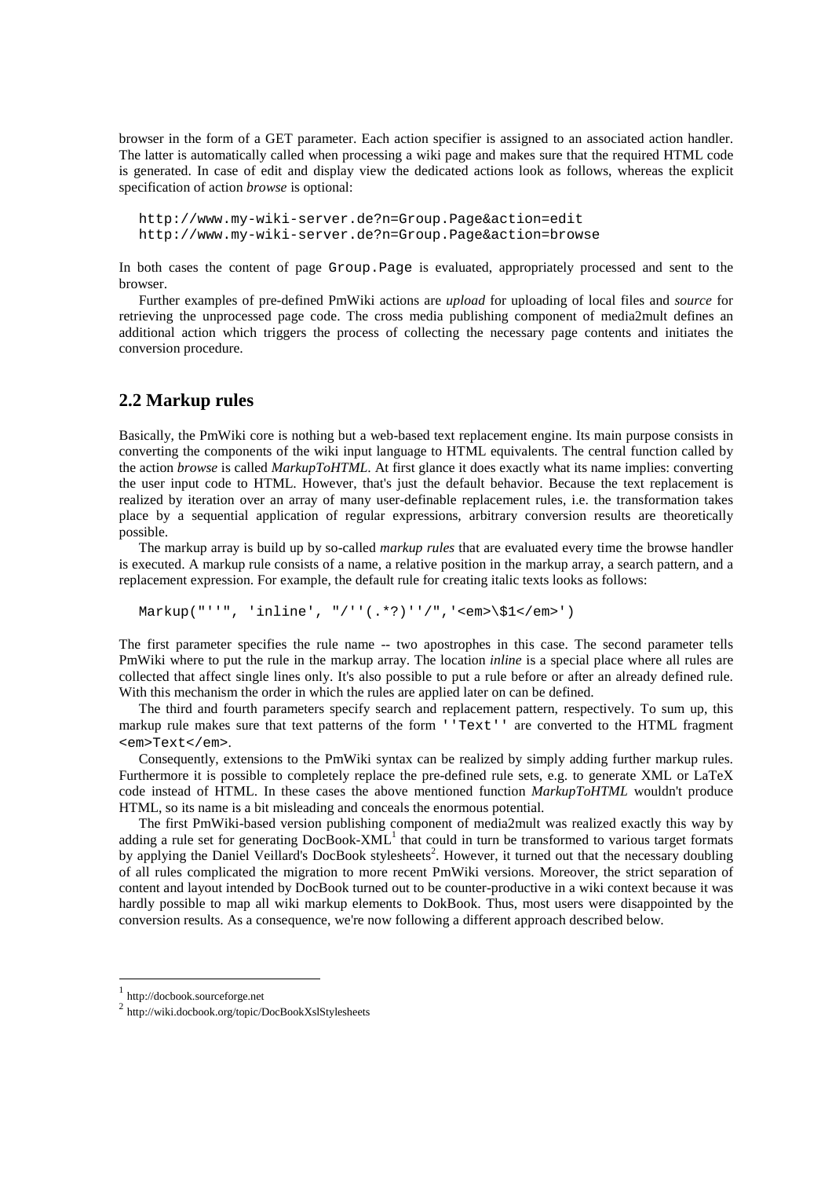browser in the form of a GET parameter. Each action specifier is assigned to an associated action handler. The latter is automatically called when processing a wiki page and makes sure that the required HTML code is generated. In case of edit and display view the dedicated actions look as follows, whereas the explicit specification of action *browse* is optional:

```
http://www.my-wiki-server.de?n=Group.Page&action=edit
http://www.my-wiki-server.de?n=Group.Page&action=browse
```

In both cases the content of page `Group.Page` is evaluated, appropriately processed and sent to the browser.

Further examples of pre-defined PmWiki actions are *upload* for uploading of local files and *source* for retrieving the unprocessed page code. The cross media publishing component of media2mult defines an additional action which triggers the process of collecting the necessary page contents and initiates the conversion procedure.

## 2.2 Markup rules

Basically, the PmWiki core is nothing but a web-based text replacement engine. Its main purpose consists in converting the components of the wiki input language to HTML equivalents. The central function called by the action *browse* is called *MarkupToHTML*. At first glance it does exactly what its name implies: converting the user input code to HTML. However, that's just the default behavior. Because the text replacement is realized by iteration over an array of many user-definable replacement rules, i.e. the transformation takes place by a sequential application of regular expressions, arbitrary conversion results are theoretically possible.

The markup array is build up by so-called *markup rules* that are evaluated every time the browse handler is executed. A markup rule consists of a name, a relative position in the markup array, a search pattern, and a replacement expression. For example, the default rule for creating italic texts looks as follows:

```
Markup("''", 'inline', "/''(.*?)''/",'<em>\$1</em>')
```

The first parameter specifies the rule name -- two apostrophes in this case. The second parameter tells PmWiki where to put the rule in the markup array. The location *inline* is a special place where all rules are collected that affect single lines only. It's also possible to put a rule before or after an already defined rule. With this mechanism the order in which the rules are applied later on can be defined.

The third and fourth parameters specify search and replacement pattern, respectively. To sum up, this markup rule makes sure that text patterns of the form `''Text''` are converted to the HTML fragment `<em>Text</em>`.

Consequently, extensions to the PmWiki syntax can be realized by simply adding further markup rules. Furthermore it is possible to completely replace the pre-defined rule sets, e.g. to generate XML or LaTeX code instead of HTML. In these cases the above mentioned function *MarkupToHTML* wouldn't produce HTML, so its name is a bit misleading and conceals the enormous potential.

The first PmWiki-based version publishing component of media2mult was realized exactly this way by adding a rule set for generating DocBook-XML[1] that could in turn be transformed to various target formats by applying the Daniel Veillard's DocBook stylesheets[2]. However, it turned out that the necessary doubling of all rules complicated the migration to more recent PmWiki versions. Moreover, the strict separation of content and layout intended by DocBook turned out to be counter-productive in a wiki context because it was hardly possible to map all wiki markup elements to DokBook. Thus, most users were disappointed by the conversion results. As a consequence, we're now following a different approach described below.

---

[1] http://docbook.sourceforge.net

[2] http://wiki.docbook.org/topic/DocBookXslStylesheets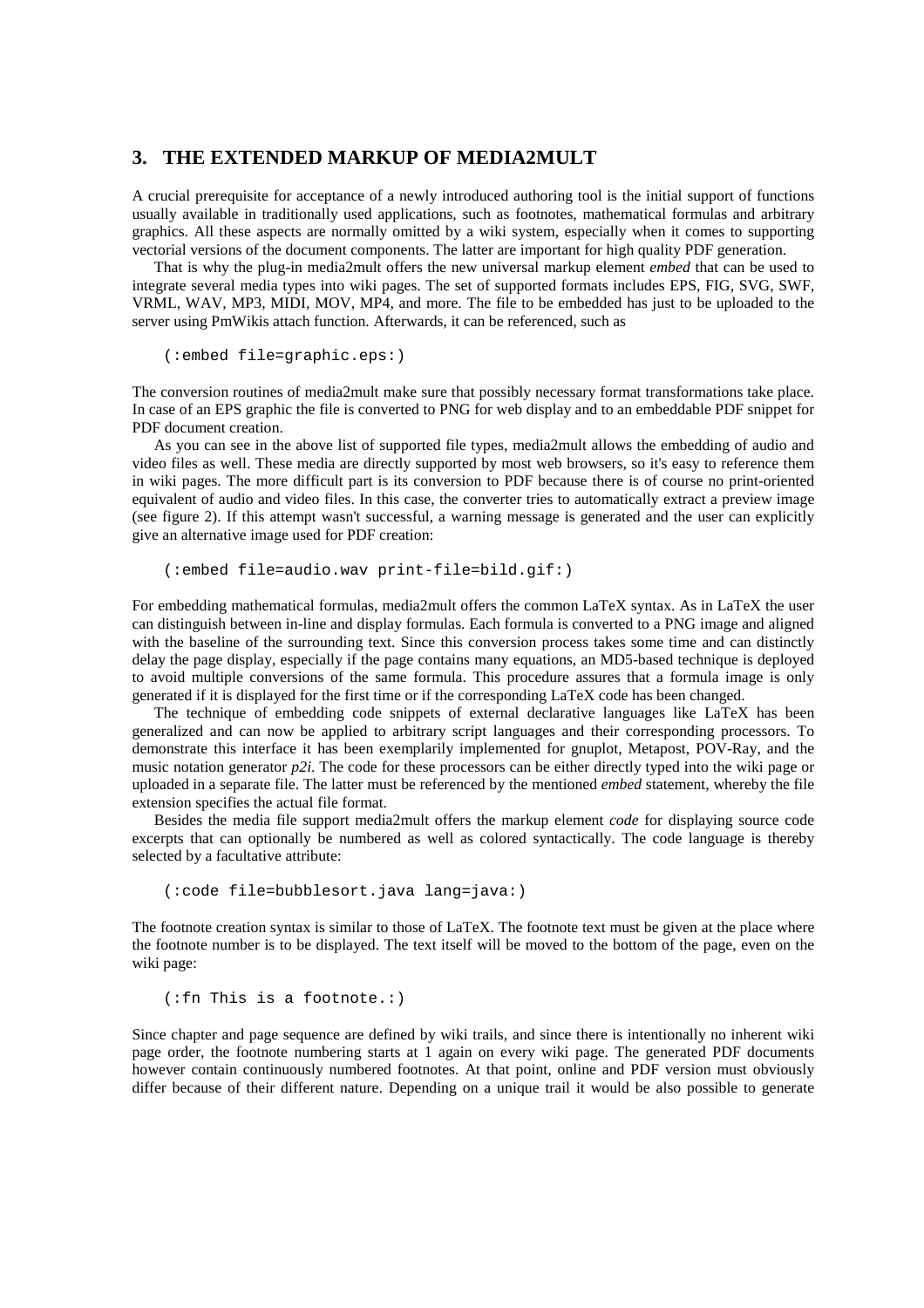## 3. THE EXTENDED MARKUP OF MEDIA2MULT

A crucial prerequisite for acceptance of a newly introduced authoring tool is the initial support of functions usually available in traditionally used applications, such as footnotes, mathematical formulas and arbitrary graphics. All these aspects are normally omitted by a wiki system, especially when it comes to supporting vectorial versions of the document components. The latter are important for high quality PDF generation.

That is why the plug-in media2mult offers the new universal markup element *embed* that can be used to integrate several media types into wiki pages. The set of supported formats includes EPS, FIG, SVG, SWF, VRML, WAV, MP3, MIDI, MOV, MP4, and more. The file to be embedded has just to be uploaded to the server using PmWikis attach function. Afterwards, it can be referenced, such as

```
(:embed file=graphic.eps:)
```

The conversion routines of media2mult make sure that possibly necessary format transformations take place. In case of an EPS graphic the file is converted to PNG for web display and to an embeddable PDF snippet for PDF document creation.

As you can see in the above list of supported file types, media2mult allows the embedding of audio and video files as well. These media are directly supported by most web browsers, so it's easy to reference them in wiki pages. The more difficult part is its conversion to PDF because there is of course no print-oriented equivalent of audio and video files. In this case, the converter tries to automatically extract a preview image (see figure 2). If this attempt wasn't successful, a warning message is generated and the user can explicitly give an alternative image used for PDF creation:

```
(:embed file=audio.wav print-file=bild.gif:)
```

For embedding mathematical formulas, media2mult offers the common LaTeX syntax. As in LaTeX the user can distinguish between in-line and display formulas. Each formula is converted to a PNG image and aligned with the baseline of the surrounding text. Since this conversion process takes some time and can distinctly delay the page display, especially if the page contains many equations, an MD5-based technique is deployed to avoid multiple conversions of the same formula. This procedure assures that a formula image is only generated if it is displayed for the first time or if the corresponding LaTeX code has been changed.

The technique of embedding code snippets of external declarative languages like LaTeX has been generalized and can now be applied to arbitrary script languages and their corresponding processors. To demonstrate this interface it has been exemplarily implemented for gnuplot, Metapost, POV-Ray, and the music notation generator *p2i*. The code for these processors can be either directly typed into the wiki page or uploaded in a separate file. The latter must be referenced by the mentioned *embed* statement, whereby the file extension specifies the actual file format.

Besides the media file support media2mult offers the markup element *code* for displaying source code excerpts that can optionally be numbered as well as colored syntactically. The code language is thereby selected by a facultative attribute:

```
(:code file=bubblesort.java lang=java:)
```

The footnote creation syntax is similar to those of LaTeX. The footnote text must be given at the place where the footnote number is to be displayed. The text itself will be moved to the bottom of the page, even on the wiki page:

```
(:fn This is a footnote.:)
```

Since chapter and page sequence are defined by wiki trails, and since there is intentionally no inherent wiki page order, the footnote numbering starts at 1 again on every wiki page. The generated PDF documents however contain continuously numbered footnotes. At that point, online and PDF version must obviously differ because of their different nature. Depending on a unique trail it would be also possible to generate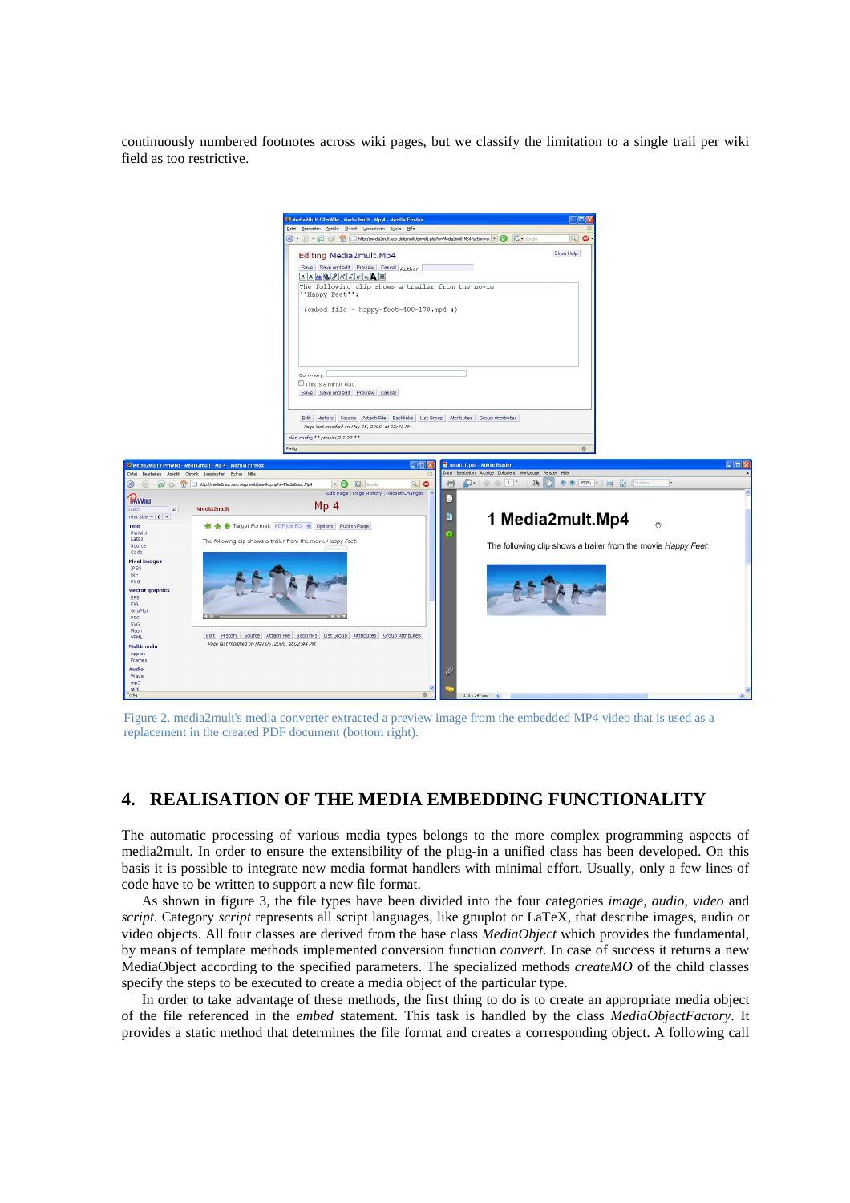continuously numbered footnotes across wiki pages, but we classify the limitation to a single trail per wiki field as too restrictive.

Figure 2. media2mult's media converter extracted a preview image from the embedded MP4 video that is used as a replacement in the created PDF document (bottom right).

## 4. REALISATION OF THE MEDIA EMBEDDING FUNCTIONALITY

The automatic processing of various media types belongs to the more complex programming aspects of media2mult. In order to ensure the extensibility of the plug-in a unified class has been developed. On this basis it is possible to integrate new media format handlers with minimal effort. Usually, only a few lines of code have to be written to support a new file format.

As shown in figure 3, the file types have been divided into the four categories *image*, *audio*, *video* and *script*. Category *script* represents all script languages, like gnuplot or LaTeX, that describe images, audio or video objects. All four classes are derived from the base class *MediaObject* which provides the fundamental, by means of template methods implemented conversion function *convert*. In case of success it returns a new MediaObject according to the specified parameters. The specialized methods *createMO* of the child classes specify the steps to be executed to create a media object of the particular type.

In order to take advantage of these methods, the first thing to do is to create an appropriate media object of the file referenced in the *embed* statement. This task is handled by the class *MediaObjectFactory*. It provides a static method that determines the file format and creates a corresponding object. A following call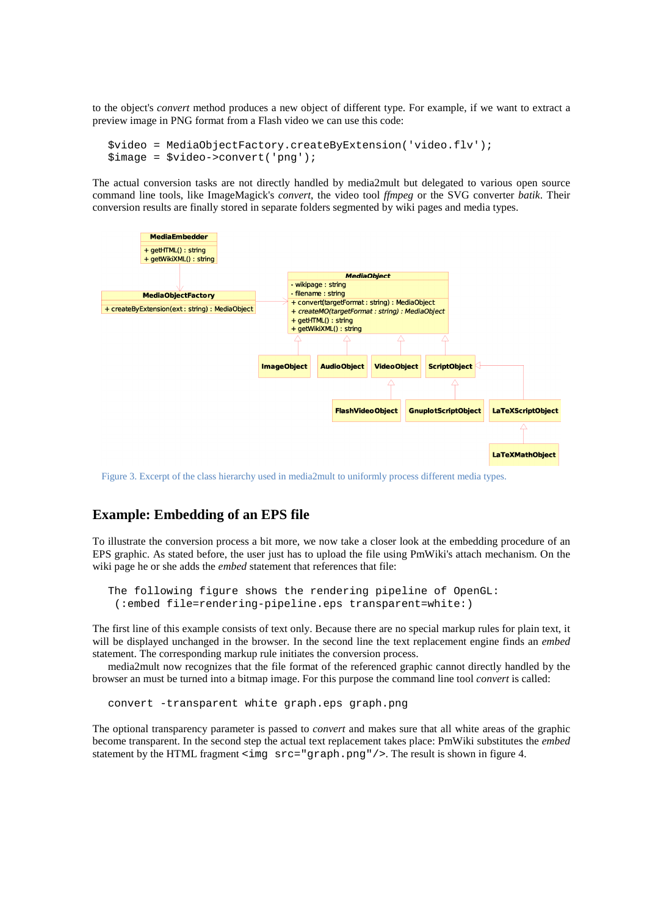to the object's *convert* method produces a new object of different type. For example, if we want to extract a preview image in PNG format from a Flash video we can use this code:

```
$video = MediaObjectFactory.createByExtension('video.flv');
$image = $video->convert('png');
```

The actual conversion tasks are not directly handled by media2mult but delegated to various open source command line tools, like ImageMagick's *convert*, the video tool *ffmpeg* or the SVG converter *batik*. Their conversion results are finally stored in separate folders segmented by wiki pages and media types.

Figure 3. Excerpt of the class hierarchy used in media2mult to uniformly process different media types.

## Example: Embedding of an EPS file

To illustrate the conversion process a bit more, we now take a closer look at the embedding procedure of an EPS graphic. As stated before, the user just has to upload the file using PmWiki's attach mechanism. On the wiki page he or she adds the *embed* statement that references that file:

```
The following figure shows the rendering pipeline of OpenGL:
 (:embed file=rendering-pipeline.eps transparent=white:)
```

The first line of this example consists of text only. Because there are no special markup rules for plain text, it will be displayed unchanged in the browser. In the second line the text replacement engine finds an *embed* statement. The corresponding markup rule initiates the conversion process.

media2mult now recognizes that the file format of the referenced graphic cannot directly handled by the browser an must be turned into a bitmap image. For this purpose the command line tool *convert* is called:

```
convert -transparent white graph.eps graph.png
```

The optional transparency parameter is passed to *convert* and makes sure that all white areas of the graphic become transparent. In the second step the actual text replacement takes place: PmWiki substitutes the *embed* statement by the HTML fragment `<img src="graph.png"/>`. The result is shown in figure 4.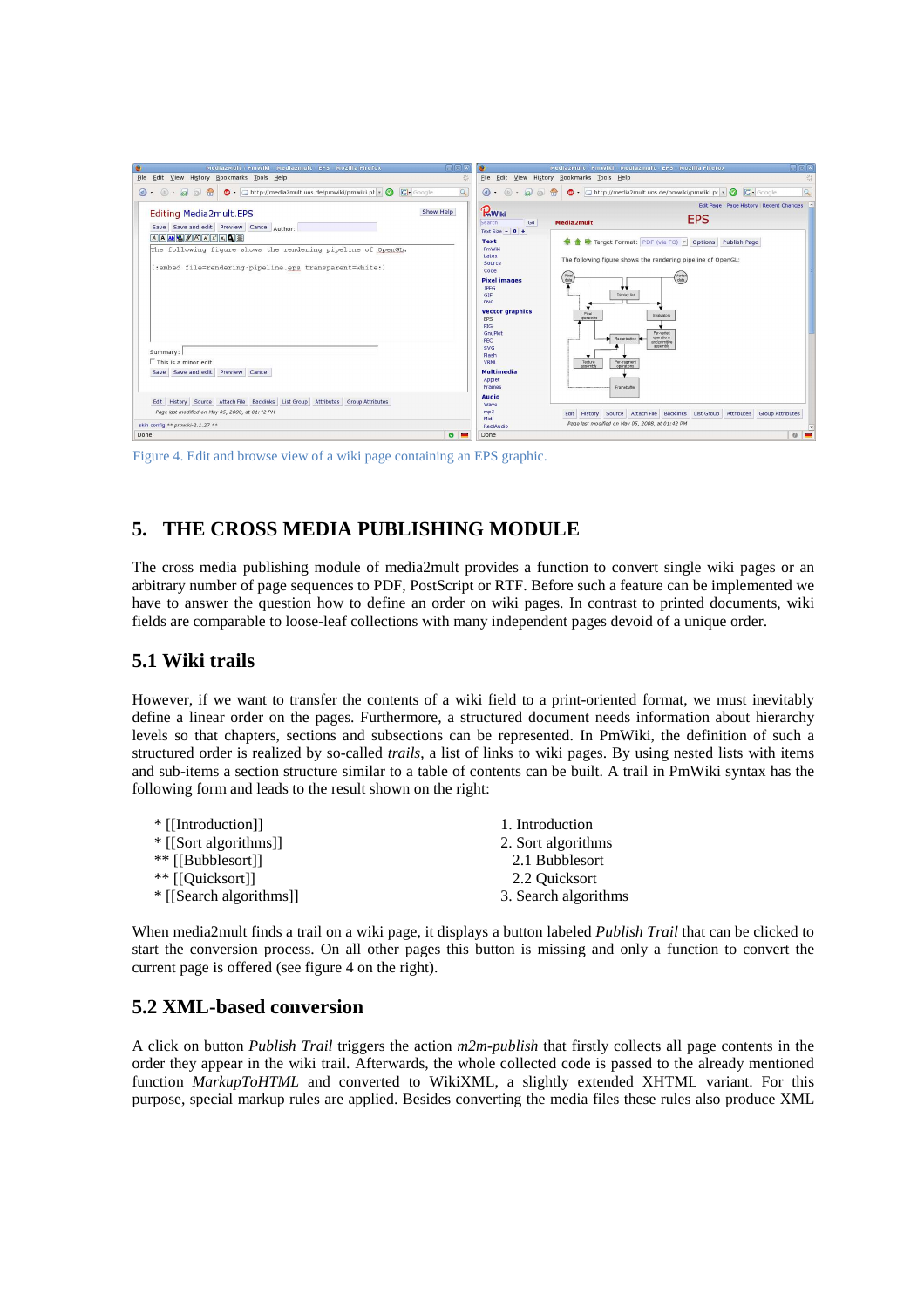Figure 4. Edit and browse view of a wiki page containing an EPS graphic.

## 5. THE CROSS MEDIA PUBLISHING MODULE

The cross media publishing module of media2mult provides a function to convert single wiki pages or an arbitrary number of page sequences to PDF, PostScript or RTF. Before such a feature can be implemented we have to answer the question how to define an order on wiki pages. In contrast to printed documents, wiki fields are comparable to loose-leaf collections with many independent pages devoid of a unique order.

### 5.1 Wiki trails

However, if we want to transfer the contents of a wiki field to a print-oriented format, we must inevitably define a linear order on the pages. Furthermore, a structured document needs information about hierarchy levels so that chapters, sections and subsections can be represented. In PmWiki, the definition of such a structured order is realized by so-called *trails*, a list of links to wiki pages. By using nested lists with items and sub-items a section structure similar to a table of contents can be built. A trail in PmWiki syntax has the following form and leads to the result shown on the right:

```
* [[Introduction]]
* [[Sort algorithms]]
** [[Bubblesort]]
** [[Quicksort]]
* [[Search algorithms]]
```

1. Introduction  
2. Sort algorithms  
   2.1 Bubblesort  
   2.2 Quicksort  
3. Search algorithms

When media2mult finds a trail on a wiki page, it displays a button labeled *Publish Trail* that can be clicked to start the conversion process. On all other pages this button is missing and only a function to convert the current page is offered (see figure 4 on the right).

### 5.2 XML-based conversion

A click on button *Publish Trail* triggers the action *m2m-publish* that firstly collects all page contents in the order they appear in the wiki trail. Afterwards, the whole collected code is passed to the already mentioned function *MarkupToHTML* and converted to WikiXML, a slightly extended XHTML variant. For this purpose, special markup rules are applied. Besides converting the media files these rules also produce XML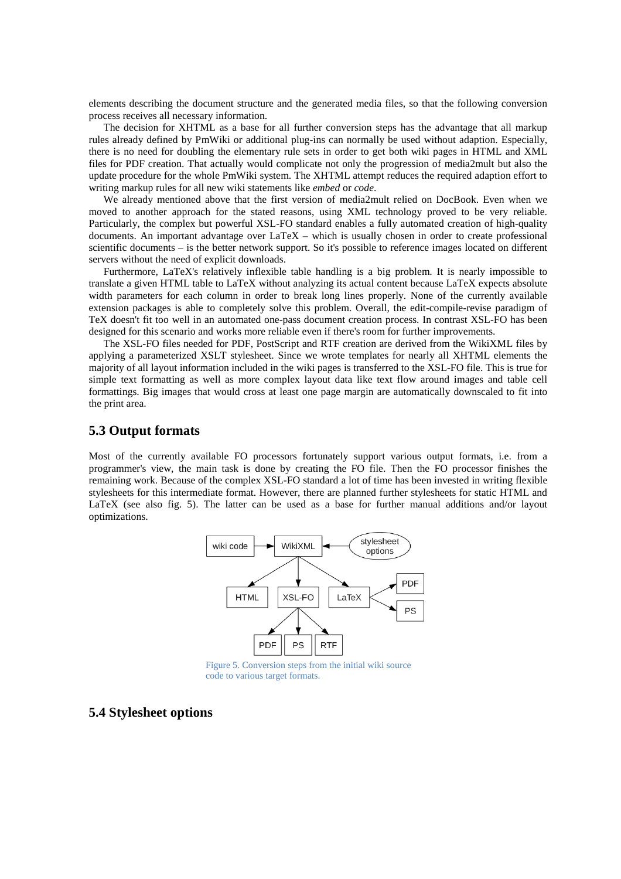elements describing the document structure and the generated media files, so that the following conversion process receives all necessary information.

The decision for XHTML as a base for all further conversion steps has the advantage that all markup rules already defined by PmWiki or additional plug-ins can normally be used without adaption. Especially, there is no need for doubling the elementary rule sets in order to get both wiki pages in HTML and XML files for PDF creation. That actually would complicate not only the progression of media2mult but also the update procedure for the whole PmWiki system. The XHTML attempt reduces the required adaption effort to writing markup rules for all new wiki statements like *embed* or *code*.

We already mentioned above that the first version of media2mult relied on DocBook. Even when we moved to another approach for the stated reasons, using XML technology proved to be very reliable. Particularly, the complex but powerful XSL-FO standard enables a fully automated creation of high-quality documents. An important advantage over LaTeX – which is usually chosen in order to create professional scientific documents – is the better network support. So it's possible to reference images located on different servers without the need of explicit downloads.

Furthermore, LaTeX's relatively inflexible table handling is a big problem. It is nearly impossible to translate a given HTML table to LaTeX without analyzing its actual content because LaTeX expects absolute width parameters for each column in order to break long lines properly. None of the currently available extension packages is able to completely solve this problem. Overall, the edit-compile-revise paradigm of TeX doesn't fit too well in an automated one-pass document creation process. In contrast XSL-FO has been designed for this scenario and works more reliable even if there's room for further improvements.

The XSL-FO files needed for PDF, PostScript and RTF creation are derived from the WikiXML files by applying a parameterized XSLT stylesheet. Since we wrote templates for nearly all XHTML elements the majority of all layout information included in the wiki pages is transferred to the XSL-FO file. This is true for simple text formatting as well as more complex layout data like text flow around images and table cell formattings. Big images that would cross at least one page margin are automatically downscaled to fit into the print area.

## 5.3 Output formats

Most of the currently available FO processors fortunately support various output formats, i.e. from a programmer's view, the main task is done by creating the FO file. Then the FO processor finishes the remaining work. Because of the complex XSL-FO standard a lot of time has been invested in writing flexible stylesheets for this intermediate format. However, there are planned further stylesheets for static HTML and LaTeX (see also fig. 5). The latter can be used as a base for further manual additions and/or layout optimizations.

Figure 5. Conversion steps from the initial wiki source code to various target formats.

## 5.4 Stylesheet options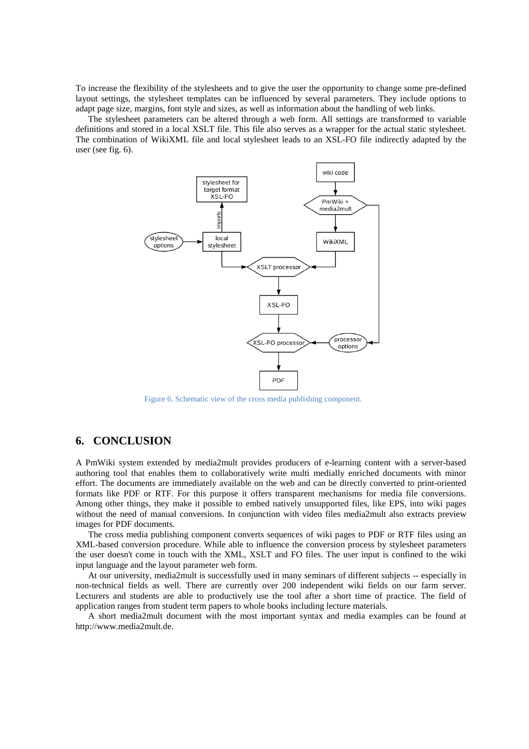To increase the flexibility of the stylesheets and to give the user the opportunity to change some pre-defined layout settings, the stylesheet templates can be influenced by several parameters. They include options to adapt page size, margins, font style and sizes, as well as information about the handling of web links.

The stylesheet parameters can be altered through a web form. All settings are transformed to variable definitions and stored in a local XSLT file. This file also serves as a wrapper for the actual static stylesheet. The combination of WikiXML file and local stylesheet leads to an XSL-FO file indirectly adapted by the user (see fig. 6).

stylesheet for target format XSL-FO

imports

stylesheet options

local stylesheet

wiki code

PmWiki + media2mult

WikiXML

XSLT processor

XSL-FO

XSL-FO processor

processor options

PDF

Figure 6. Schematic view of the cross media publishing component.

## 6. CONCLUSION

A PmWiki system extended by media2mult provides producers of e-learning content with a server-based authoring tool that enables them to collaboratively write multi medially enriched documents with minor effort. The documents are immediately available on the web and can be directly converted to print-oriented formats like PDF or RTF. For this purpose it offers transparent mechanisms for media file conversions. Among other things, they make it possible to embed natively unsupported files, like EPS, into wiki pages without the need of manual conversions. In conjunction with video files media2mult also extracts preview images for PDF documents.

The cross media publishing component converts sequences of wiki pages to PDF or RTF files using an XML-based conversion procedure. While able to influence the conversion process by stylesheet parameters the user doesn't come in touch with the XML, XSLT and FO files. The user input is confined to the wiki input language and the layout parameter web form.

At our university, media2mult is successfully used in many seminars of different subjects -- especially in non-technical fields as well. There are currently over 200 independent wiki fields on our farm server. Lecturers and students are able to productively use the tool after a short time of practice. The field of application ranges from student term papers to whole books including lecture materials.

A short media2mult document with the most important syntax and media examples can be found at http://www.media2mult.de.